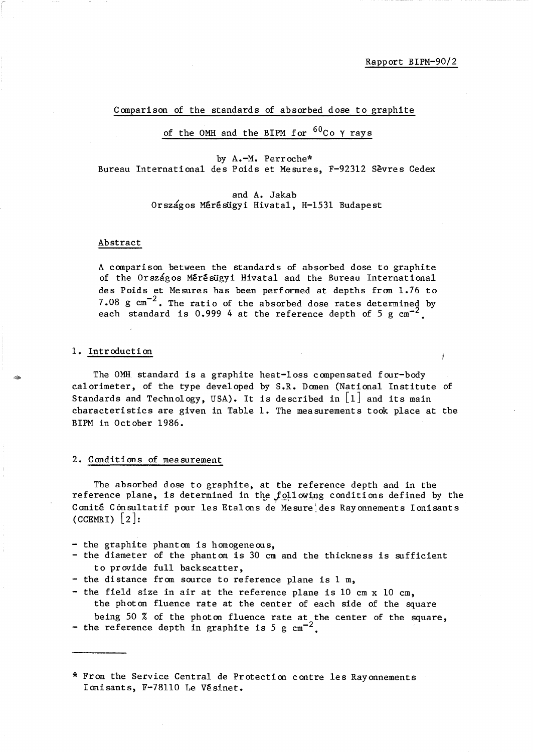Rapport BIPM-90/2

# Comparison of the standards of absorbed dose to graphite of the OMH and the BIPM for $^{60}Co$ γ rays

by A.-M. Perroche*
Bureau International des Poids et Mesures, F-92312 Sèvres Cedex

and A. Jakab
Országos Mérésügyi Hivatal, H-1531 Budapest

## Abstract

A comparison between the standards of absorbed dose to graphite of the Országos Mérésügyi Hivatal and the Bureau International des Poids et Mesures has been performed at depths from 1.76 to 7.08 g $cm^{-2}$. The ratio of the absorbed dose rates determined by each standard is 0.999 4 at the reference depth of 5 g $cm^{-2}$.

## 1. Introduction

The OMH standard is a graphite heat-loss compensated four-body calorimeter, of the type developed by S.R. Domen (National Institute of Standards and Technology, USA). It is described in [1] and its main characteristics are given in Table 1. The measurements took place at the BIPM in October 1986.

## 2. Conditions of measurement

The absorbed dose to graphite, at the reference depth and in the reference plane, is determined in the following conditions defined by the Comité Consultatif pour les Etalons de Mesure des Rayonnements Ionisants (CCEMRI) [2]:

- the graphite phantom is homogeneous,
- the diameter of the phantom is 30 cm and the thickness is sufficient to provide full backscatter,
- the distance from source to reference plane is 1 m,
- the field size in air at the reference plane is 10 cm x 10 cm, the photon fluence rate at the center of each side of the square being 50 % of the photon fluence rate at the center of the square,
- the reference depth in graphite is 5 g $cm^{-2}$.

---

* From the Service Central de Protection contre les Rayonnements Ionisants, F-78110 Le Vésinet.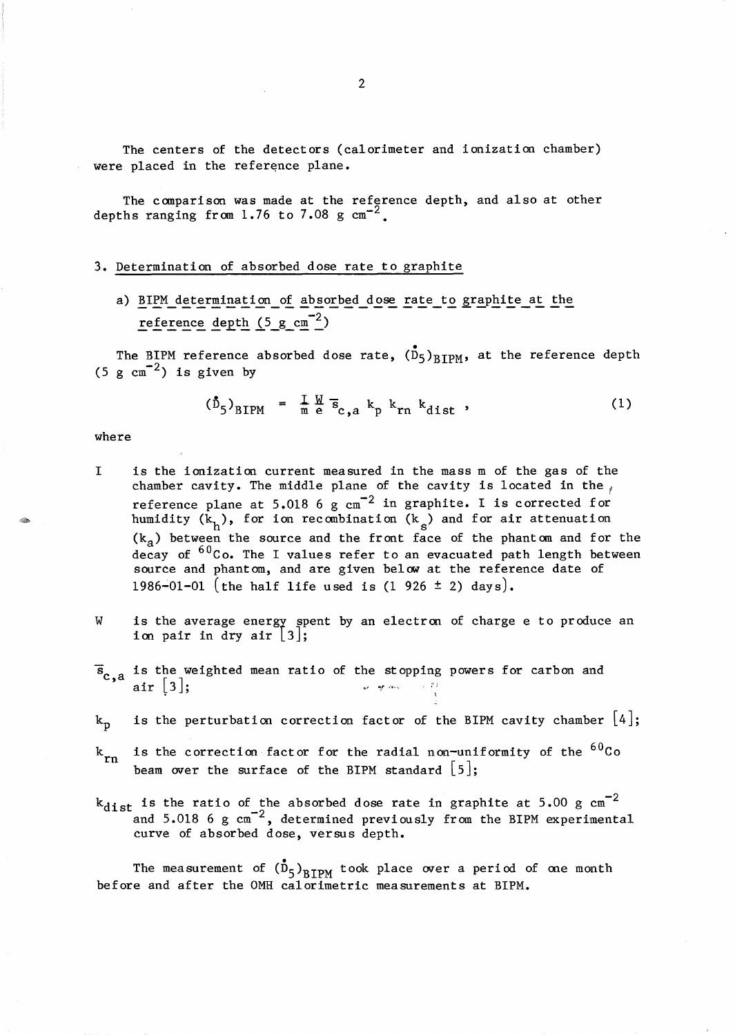The centers of the detectors (calorimeter and ionization chamber) were placed in the reference plane.

The comparison was made at the reference depth, and also at other depths ranging from 1.76 to 7.08 g $cm^{-2}$.

## 3. Determination of absorbed dose rate to graphite

### a) BIPM determination of absorbed dose rate to graphite at the reference depth (5 g $cm^{-2}$)

The BIPM reference absorbed dose rate, $(\dot{D}_5)_{BIPM}$, at the reference depth (5 g $cm^{-2}$) is given by

$$(\dot{D}_5)_{BIPM} = \frac{I}{m}\frac{W}{e}\,\bar{s}_{c,a}\,k_p\,k_{rn}\,k_{dist}\,, \tag{1}$$

where

- I is the ionization current measured in the mass m of the gas of the chamber cavity. The middle plane of the cavity is located in the reference plane at 5.018 6 g $cm^{-2}$ in graphite. I is corrected for humidity ($k_h$), for ion recombination ($k_s$) and for air attenuation ($k_a$) between the source and the front face of the phantom and for the decay of $^{60}Co$. The I values refer to an evacuated path length between source and phantom, and are given below at the reference date of 1986-01-01 (the half life used is (1 926 ± 2) days).

- W is the average energy spent by an electron of charge e to produce an ion pair in dry air [3];

- $\bar{s}_{c,a}$ is the weighted mean ratio of the stopping powers for carbon and air [3];

- $k_p$ is the perturbation correction factor of the BIPM cavity chamber [4];

- $k_{rn}$ is the correction factor for the radial non-uniformity of the $^{60}Co$ beam over the surface of the BIPM standard [5];

- $k_{dist}$ is the ratio of the absorbed dose rate in graphite at 5.00 g $cm^{-2}$ and 5.018 6 g $cm^{-2}$, determined previously from the BIPM experimental curve of absorbed dose, versus depth.

The measurement of $(\dot{D}_5)_{BIPM}$ took place over a period of one month before and after the OMH calorimetric measurements at BIPM.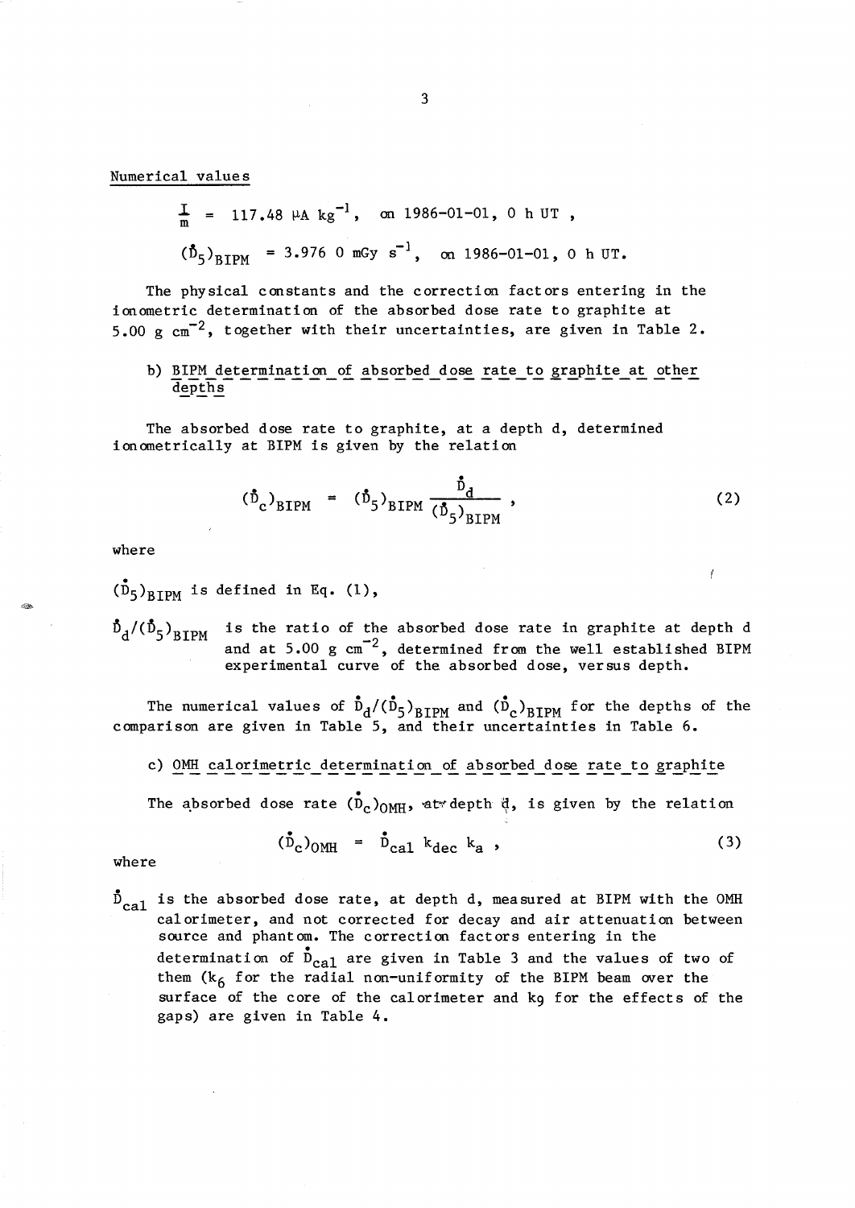Numerical values

$$\frac{I}{m} = 117.48 \ \mu\text{A kg}^{-1}, \quad \text{on 1986-01-01, 0 h UT ,}$$

$$(\dot{D}_5)_{BIPM} = 3.976\,0 \ \text{mGy s}^{-1}, \quad \text{on 1986-01-01, 0 h UT.}$$

The physical constants and the correction factors entering in the ionometric determination of the absorbed dose rate to graphite at 5.00 g cm$^{-2}$, together with their uncertainties, are given in Table 2.

b) BIPM determination of absorbed dose rate to graphite at other depths

The absorbed dose rate to graphite, at a depth d, determined ionometrically at BIPM is given by the relation

$$(\dot{D}_c)_{BIPM} = (\dot{D}_5)_{BIPM} \frac{\dot{D}_d}{(\dot{D}_5)_{BIPM}} , \tag{2}$$

where

$(\dot{D}_5)_{BIPM}$ is defined in Eq. (1),

$\dot{D}_d/(\dot{D}_5)_{BIPM}$ is the ratio of the absorbed dose rate in graphite at depth d and at 5.00 g cm$^{-2}$, determined from the well established BIPM experimental curve of the absorbed dose, versus depth.

The numerical values of $\dot{D}_d/(\dot{D}_5)_{BIPM}$ and $(\dot{D}_c)_{BIPM}$ for the depths of the comparison are given in Table 5, and their uncertainties in Table 6.

c) OMH calorimetric determination of absorbed dose rate to graphite

The absorbed dose rate $(\dot{D}_c)_{OMH}$, at depth d, is given by the relation

$$(\dot{D}_c)_{OMH} = \dot{D}_{cal} \, k_{dec} \, k_a , \tag{3}$$

where

$\dot{D}_{cal}$ is the absorbed dose rate, at depth d, measured at BIPM with the OMH calorimeter, and not corrected for decay and air attenuation between source and phantom. The correction factors entering in the determination of $\dot{D}_{cal}$ are given in Table 3 and the values of two of them ($k_6$ for the radial non-uniformity of the BIPM beam over the surface of the core of the calorimeter and $k_9$ for the effects of the gaps) are given in Table 4.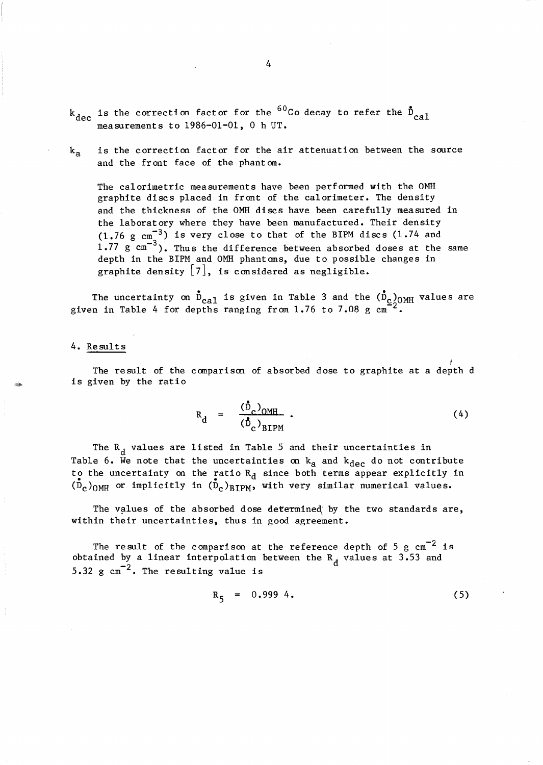$k_{dec}$ is the correction factor for the $^{60}Co$ decay to refer the $\dot{D}_{cal}$ measurements to 1986-01-01, 0 h UT.

$k_a$ is the correction factor for the air attenuation between the source and the front face of the phantom.

The calorimetric measurements have been performed with the OMH graphite discs placed in front of the calorimeter. The density and the thickness of the OMH discs have been carefully measured in the laboratory where they have been manufactured. Their density (1.76 g cm$^{-3}$) is very close to that of the BIPM discs (1.74 and 1.77 g cm$^{-3}$). Thus the difference between absorbed doses at the same depth in the BIPM and OMH phantoms, due to possible changes in graphite density [7], is considered as negligible.

The uncertainty on $\dot{D}_{cal}$ is given in Table 3 and the $(\dot{D}_c)_{OMH}$ values are given in Table 4 for depths ranging from 1.76 to 7.08 g cm$^{-2}$.

## 4. Results

The result of the comparison of absorbed dose to graphite at a depth d is given by the ratio

$$R_d = \frac{(\dot{D}_c)_{OMH}}{(\dot{D}_c)_{BIPM}} . \tag{4}$$

The $R_d$ values are listed in Table 5 and their uncertainties in Table 6. We note that the uncertainties on $k_a$ and $k_{dec}$ do not contribute to the uncertainty on the ratio $R_d$ since both terms appear explicitly in $(\dot{D}_c)_{OMH}$ or implicitly in $(\dot{D}_c)_{BIPM}$, with very similar numerical values.

The values of the absorbed dose determined by the two standards are, within their uncertainties, thus in good agreement.

The result of the comparison at the reference depth of 5 g cm$^{-2}$ is obtained by a linear interpolation between the $R_d$ values at 3.53 and 5.32 g cm$^{-2}$. The resulting value is

$$R_5 = 0.999\ 4. \tag{5}$$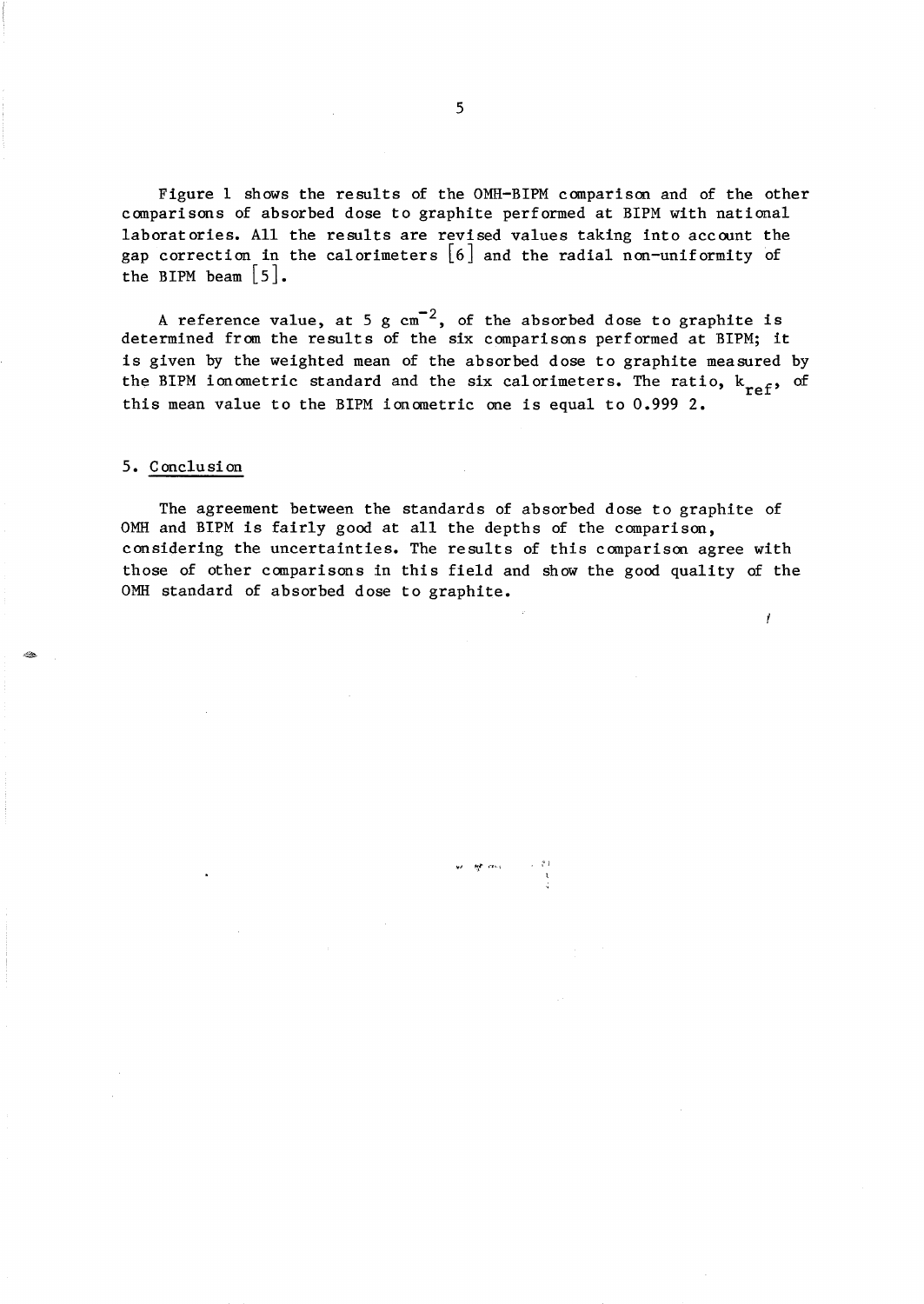Figure 1 shows the results of the OMH-BIPM comparison and of the other comparisons of absorbed dose to graphite performed at BIPM with national laboratories. All the results are revised values taking into account the gap correction in the calorimeters [6] and the radial non-uniformity of the BIPM beam [5].

A reference value, at 5 g $cm^{-2}$, of the absorbed dose to graphite is determined from the results of the six comparisons performed at BIPM; it is given by the weighted mean of the absorbed dose to graphite measured by the BIPM ionometric standard and the six calorimeters. The ratio, $k_{ref}$, of this mean value to the BIPM ionometric one is equal to 0.999 2.

## 5. Conclusion

The agreement between the standards of absorbed dose to graphite of OMH and BIPM is fairly good at all the depths of the comparison, considering the uncertainties. The results of this comparison agree with those of other comparisons in this field and show the good quality of the OMH standard of absorbed dose to graphite.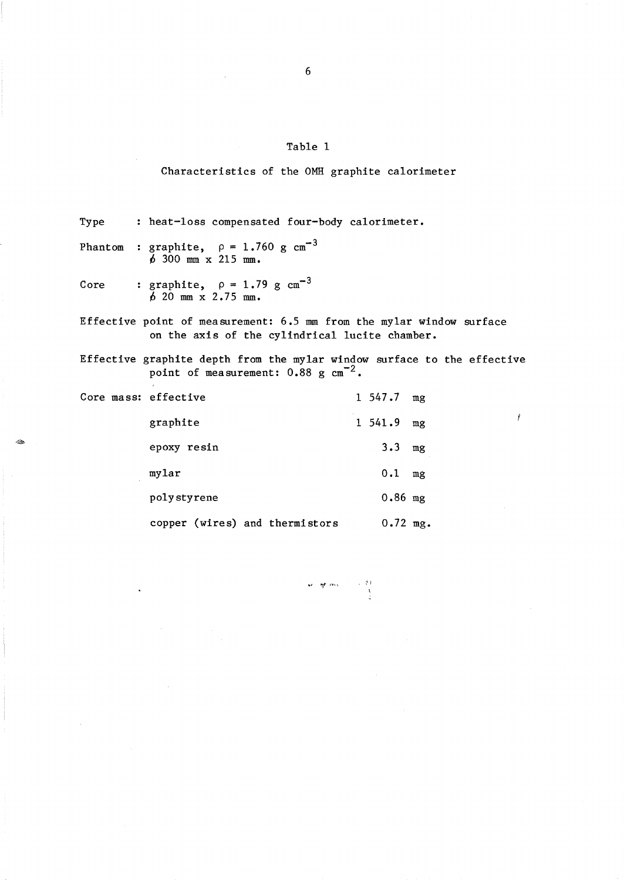Table 1

Characteristics of the OMH graphite calorimeter

Type : heat-loss compensated four-body calorimeter.

Phantom : graphite, $\rho = 1.760$ g cm$^{-3}$
$\phi$ 300 mm x 215 mm.

Core : graphite, $\rho = 1.79$ g cm$^{-3}$
$\phi$ 20 mm x 2.75 mm.

Effective point of measurement: 6.5 mm from the mylar window surface on the axis of the cylindrical lucite chamber.

Effective graphite depth from the mylar window surface to the effective point of measurement: 0.88 g cm$^{-2}$.

| Core mass: | | |
|---|---|---|
| effective | 1 547.7 | mg |
| graphite | 1 541.9 | mg |
| epoxy resin | 3.3 | mg |
| mylar | 0.1 | mg |
| polystyrene | 0.86 | mg |
| copper (wires) and thermistors | 0.72 | mg. |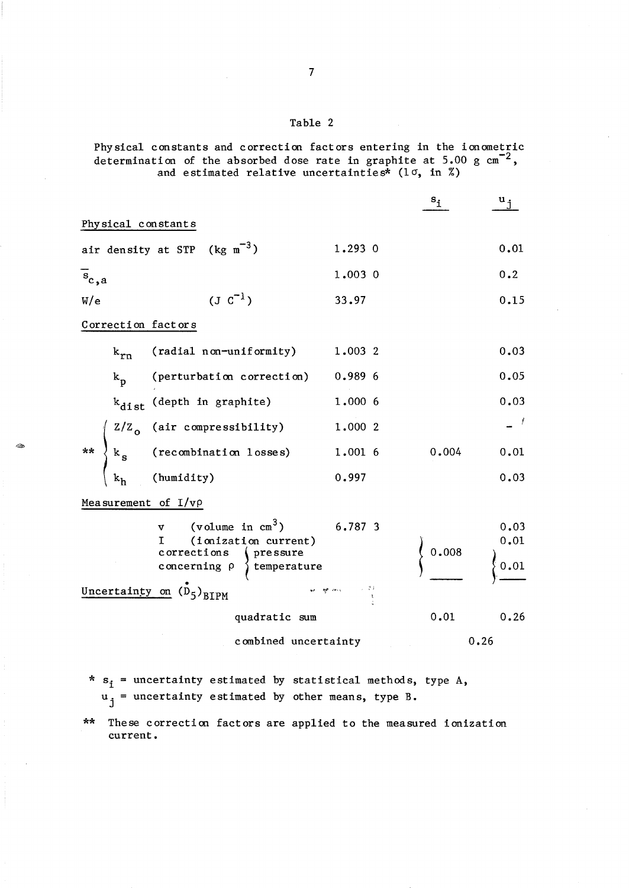Table 2

Physical constants and correction factors entering in the ionometric determination of the absorbed dose rate in graphite at 5.00 g cm$^{-2}$, and estimated relative uncertainties* (1σ, in %)

| | | | $s_i$ | $u_j$ |
|---|---|---|---|---|
| **Physical constants** | | | | |
| air density at STP | (kg m$^{-3}$) | 1.293 0 | | 0.01 |
| $\overline{s}_{c,a}$ | | 1.003 0 | | 0.2 |
| W/e | (J C$^{-1}$) | 33.97 | | 0.15 |
| **Correction factors** | | | | |
| $k_{rn}$ | (radial non-uniformity) | 1.003 2 | | 0.03 |
| $k_p$ | (perturbation correction) | 0.989 6 | | 0.05 |
| $k_{dist}$ | (depth in graphite) | 1.000 6 | | 0.03 |
| ** $Z/Z_o$ | (air compressibility) | 1.000 2 | | – |
| ** $k_s$ | (recombination losses) | 1.001 6 | 0.004 | 0.01 |
| ** $k_h$ | (humidity) | 0.997 | | 0.03 |
| **Measurement of $I/v\rho$** | | | | |
| v | (volume in cm$^3$) | 6.787 3 | | 0.03 |
| I | (ionization current) | | 0.008 | 0.01 |
| corrections concerning ρ | pressure, temperature | | | 0.01 |
| **Uncertainty on $(\dot{D}_5)_{BIPM}$** | | | | |
| | quadratic sum | | 0.01 | 0.26 |
| | combined uncertainty | | 0.26 | |

\* $s_i$ = uncertainty estimated by statistical methods, type A,
$u_j$ = uncertainty estimated by other means, type B.

\*\* These correction factors are applied to the measured ionization current.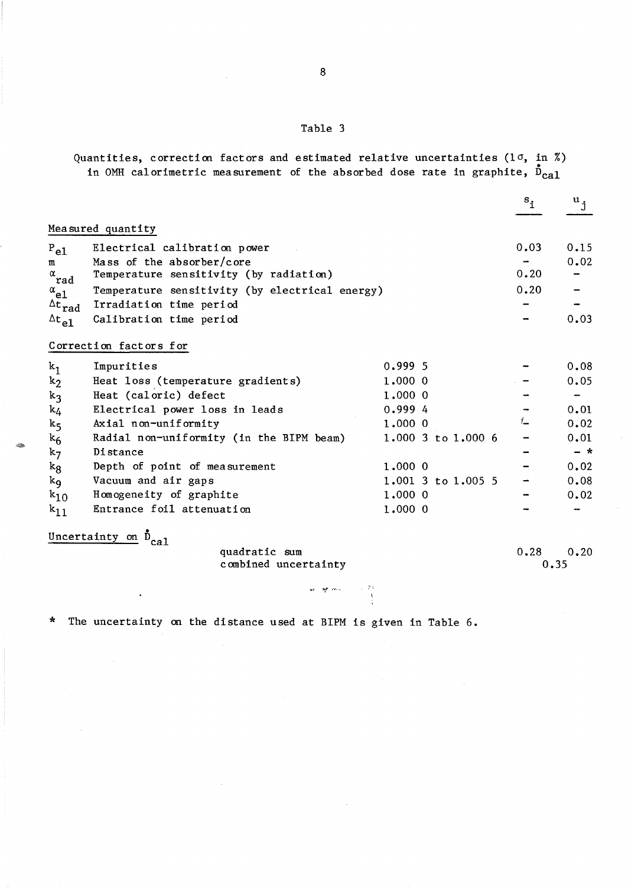## Table 3

Quantities, correction factors and estimated relative uncertainties (1σ, in %) in OMH calorimetric measurement of the absorbed dose rate in graphite, $\dot{D}_{cal}$

| | | | $s_i$ | $u_j$ |
|---|---|---|---|---|
| **Measured quantity** | | | | |
| $P_{el}$ | Electrical calibration power | | 0.03 | 0.15 |
| $m$ | Mass of the absorber/core | | – | 0.02 |
| $\alpha_{rad}$ | Temperature sensitivity (by radiation) | | 0.20 | – |
| $\alpha_{el}$ | Temperature sensitivity (by electrical energy) | | 0.20 | – |
| $\Delta t_{rad}$ | Irradiation time period | | – | – |
| $\Delta t_{el}$ | Calibration time period | | – | 0.03 |
| **Correction factors for** | | | | |
| $k_1$ | Impurities | 0.999 5 | – | 0.08 |
| $k_2$ | Heat loss (temperature gradients) | 1.000 0 | – | 0.05 |
| $k_3$ | Heat (caloric) defect | 1.000 0 | – | – |
| $k_4$ | Electrical power loss in leads | 0.999 4 | – | 0.01 |
| $k_5$ | Axial non-uniformity | 1.000 0 | – | 0.02 |
| $k_6$ | Radial non-uniformity (in the BIPM beam) | 1.000 3 to 1.000 6 | – | 0.01 |
| $k_7$ | Distance | | – | – * |
| $k_8$ | Depth of point of measurement | 1.000 0 | – | 0.02 |
| $k_9$ | Vacuum and air gaps | 1.001 3 to 1.005 5 | – | 0.08 |
| $k_{10}$ | Homogeneity of graphite | 1.000 0 | – | 0.02 |
| $k_{11}$ | Entrance foil attenuation | 1.000 0 | – | – |
| **Uncertainty on $\dot{D}_{cal}$** | | | | |
| | quadratic sum | | 0.28 | 0.20 |
| | combined uncertainty | | 0.35 | |

\* The uncertainty on the distance used at BIPM is given in Table 6.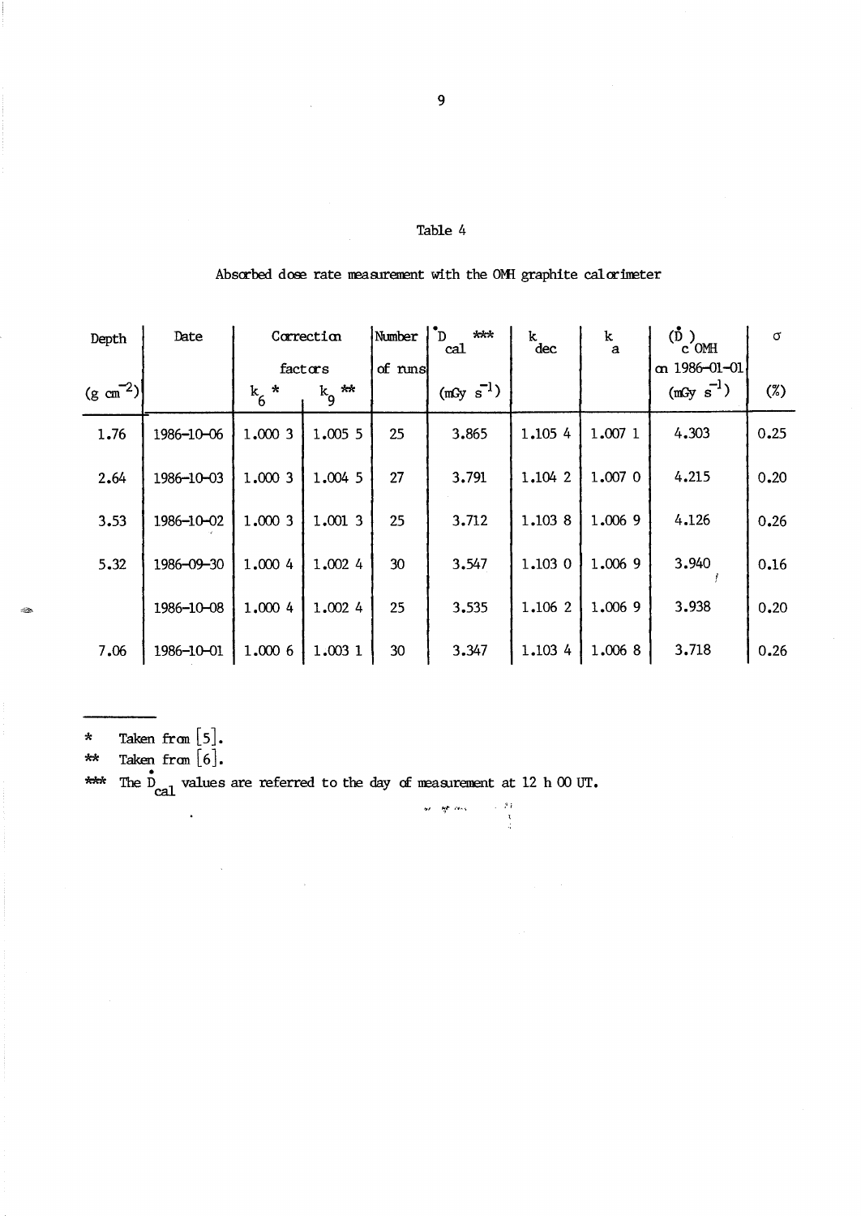Table 4

Absorbed dose rate measurement with the OMH graphite calorimeter

| Depth | Date | Correction factors | | Number of runs | $\dot{D}_{cal}$ *** | $k_{dec}$ | $k_a$ | $(\dot{D})_{c\ OMH}$ on 1986-01-01 | $\sigma$ |
|---|---|---|---|---|---|---|---|---|---|
| (g cm$^{-2}$) | | $k_6$ * | $k_9$ ** | | (mGy s$^{-1}$) | | | (mGy s$^{-1}$) | (%) |
| 1.76 | 1986-10-06 | 1.000 3 | 1.005 5 | 25 | 3.865 | 1.105 4 | 1.007 1 | 4.303 | 0.25 |
| 2.64 | 1986-10-03 | 1.000 3 | 1.004 5 | 27 | 3.791 | 1.104 2 | 1.007 0 | 4.215 | 0.20 |
| 3.53 | 1986-10-02 | 1.000 3 | 1.001 3 | 25 | 3.712 | 1.103 8 | 1.006 9 | 4.126 | 0.26 |
| 5.32 | 1986-09-30 | 1.000 4 | 1.002 4 | 30 | 3.547 | 1.103 0 | 1.006 9 | 3.940 | 0.16 |
| | 1986-10-08 | 1.000 4 | 1.002 4 | 25 | 3.535 | 1.106 2 | 1.006 9 | 3.938 | 0.20 |
| 7.06 | 1986-10-01 | 1.000 6 | 1.003 1 | 30 | 3.347 | 1.103 4 | 1.006 8 | 3.718 | 0.26 |

\* Taken from [5].

\*\* Taken from [6].

\*\*\* The $\dot{D}_{cal}$ values are referred to the day of measurement at 12 h 00 UT.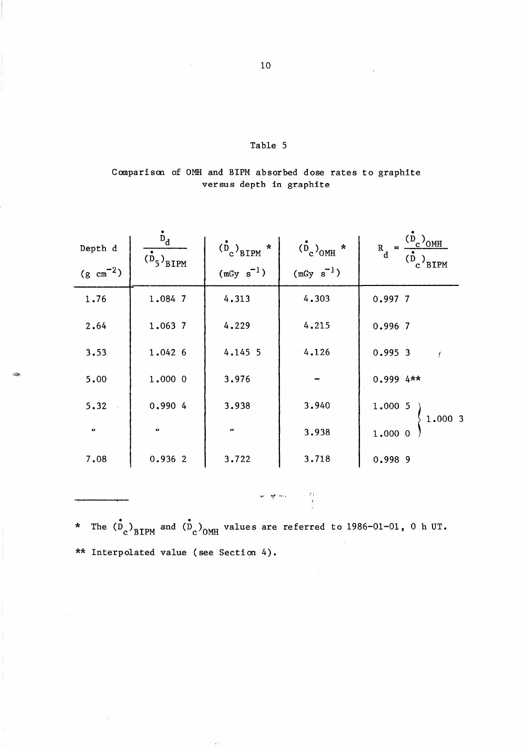Table 5

Comparison of OMH and BIPM absorbed dose rates to graphite versus depth in graphite

| Depth d ($g\ cm^{-2}$) | $\frac{\dot{D}_d}{(\dot{D}_5)_{BIPM}}$ | $(\dot{D}_c)_{BIPM}$ * ($mGy\ s^{-1}$) | $(\dot{D}_c)_{OMH}$ * ($mGy\ s^{-1}$) | $R_d = \frac{(\dot{D}_c)_{OMH}}{(\dot{D}_c)_{BIPM}}$ |
|---|---|---|---|---|
| 1.76 | 1.084 7 | 4.313 | 4.303 | 0.997 7 |
| 2.64 | 1.063 7 | 4.229 | 4.215 | 0.996 7 |
| 3.53 | 1.042 6 | 4.145 5 | 4.126 | 0.995 3 |
| 5.00 | 1.000 0 | 3.976 | - | 0.999 4** |
| 5.32 | 0.990 4 | 3.938 | 3.940 | 1.000 5 } 1.000 3 |
| " | " | " | 3.938 | 1.000 0 } |
| 7.08 | 0.936 2 | 3.722 | 3.718 | 0.998 9 |

\* The $(\dot{D}_c)_{BIPM}$ and $(\dot{D}_c)_{OMH}$ values are referred to 1986-01-01, 0 h UT.

** Interpolated value (see Section 4).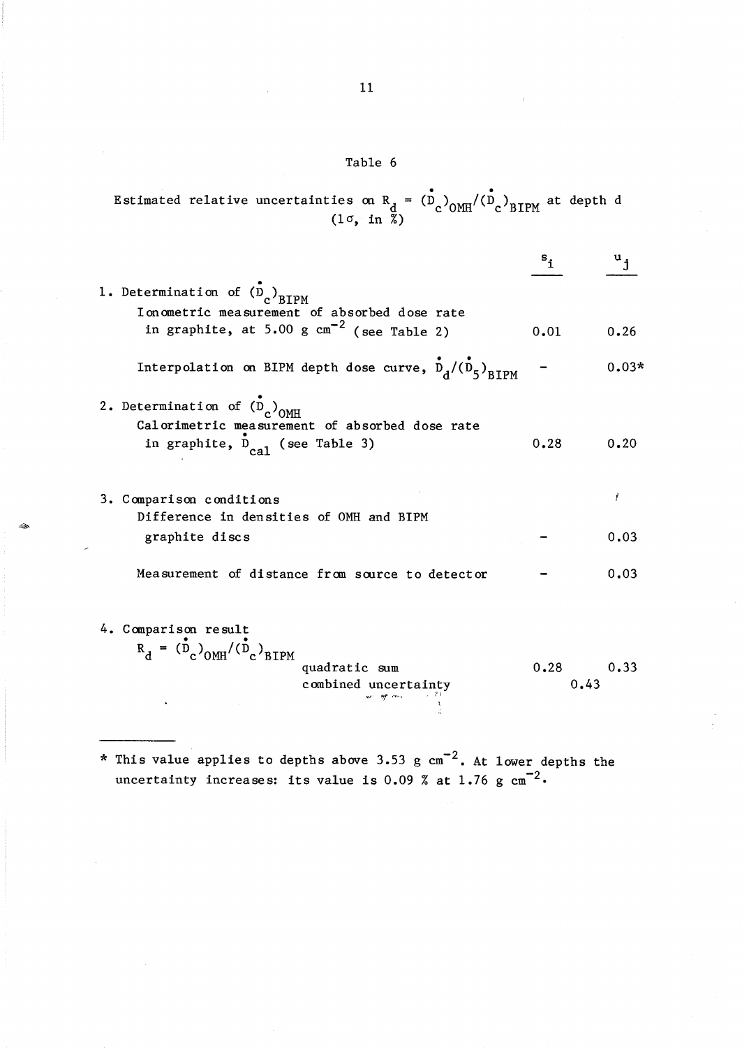Table 6

Estimated relative uncertainties on $R_d = (\dot{D}_c)_{OMH}/(\dot{D}_c)_{BIPM}$ at depth d
(1σ, in %)

| | $s_i$ | $u_j$ |
|---|---|---|
| 1. Determination of $(\dot{D}_c)_{BIPM}$ | | |
| Ionometric measurement of absorbed dose rate in graphite, at 5.00 g cm$^{-2}$ (see Table 2) | 0.01 | 0.26 |
| Interpolation on BIPM depth dose curve, $\dot{D}_d/(\dot{D}_5)_{BIPM}$ | – | 0.03* |
| 2. Determination of $(\dot{D}_c)_{OMH}$ | | |
| Calorimetric measurement of absorbed dose rate in graphite, $\dot{D}_{cal}$ (see Table 3) | 0.28 | 0.20 |
| 3. Comparison conditions | | |
| Difference in densities of OMH and BIPM graphite discs | – | 0.03 |
| Measurement of distance from source to detector | – | 0.03 |
| 4. Comparison result | | |
| $R_d = (\dot{D}_c)_{OMH}/(\dot{D}_c)_{BIPM}$ quadratic sum | 0.28 | 0.33 |
| combined uncertainty | 0.43 | |

\* This value applies to depths above 3.53 g cm$^{-2}$. At lower depths the uncertainty increases: its value is 0.09 % at 1.76 g cm$^{-2}$.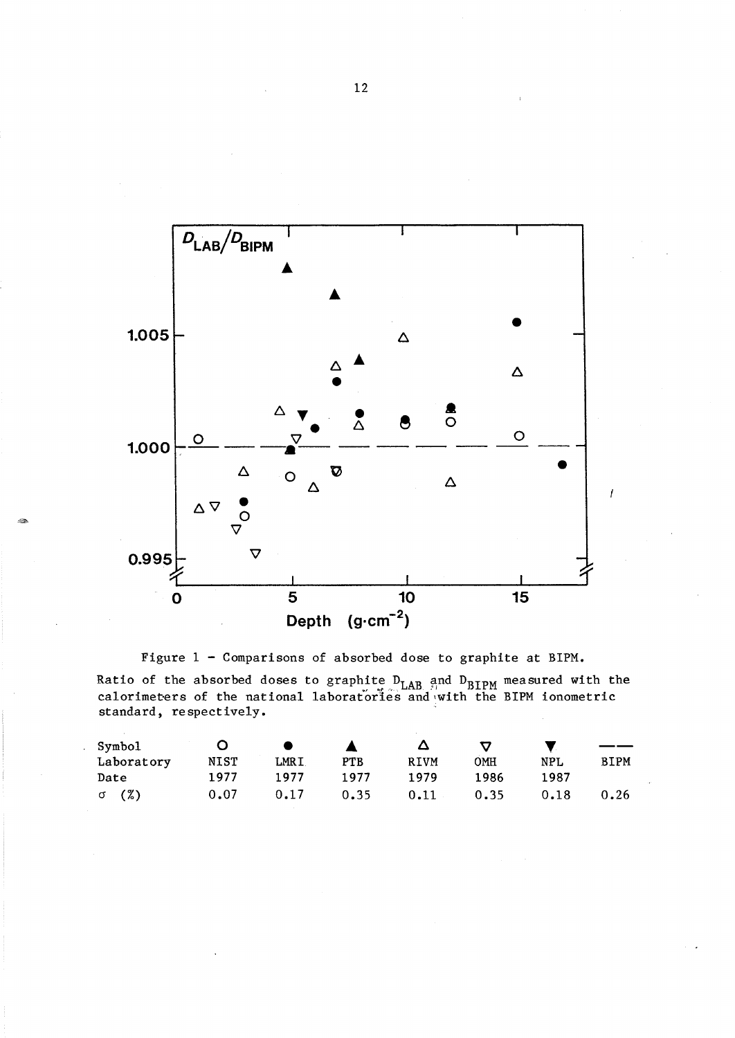Figure 1 – Comparisons of absorbed dose to graphite at BIPM.

Ratio of the absorbed doses to graphite $D_{LAB}$ and $D_{BIPM}$ measured with the calorimeters of the national laboratories and with the BIPM ionometric standard, respectively.

| Symbol | ○ | ● | ▲ | △ | ▽ | ▼ | —— |
|---|---|---|---|---|---|---|---|
| Laboratory | NIST | LMRI | PTB | RIVM | OMH | NPL | BIPM |
| Date | 1977 | 1977 | 1977 | 1979 | 1986 | 1987 | |
| $\sigma$ (%) | 0.07 | 0.17 | 0.35 | 0.11 | 0.35 | 0.18 | 0.26 |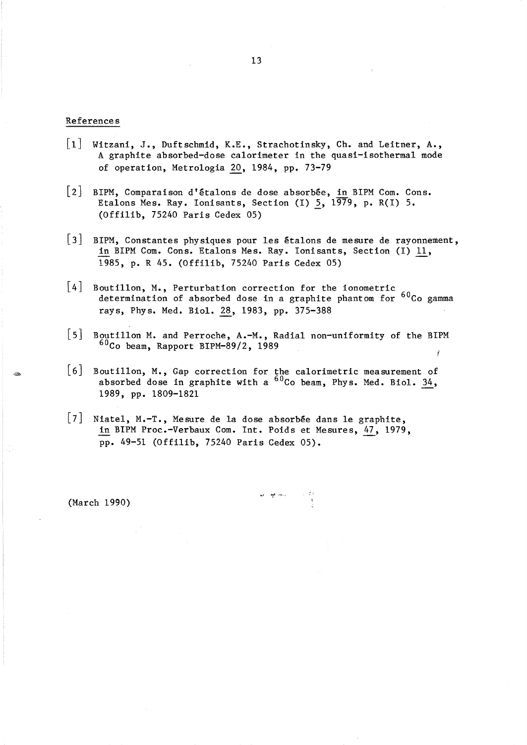## References

[1] Witzani, J., Duftschmid, K.E., Strachotinsky, Ch. and Leitner, A., A graphite absorbed-dose calorimeter in the quasi-isothermal mode of operation, Metrologia 20, 1984, pp. 73-79

[2] BIPM, Comparaison d'étalons de dose absorbée, in BIPM Com. Cons. Etalons Mes. Ray. Ionisants, Section (I) 5, 1979, p. R(I) 5. (Offilib, 75240 Paris Cedex 05)

[3] BIPM, Constantes physiques pour les étalons de mesure de rayonnement, in BIPM Com. Cons. Etalons Mes. Ray. Ionisants, Section (I) 11, 1985, p. R 45. (Offilib, 75240 Paris Cedex 05)

[4] Boutillon, M., Perturbation correction for the ionometric determination of absorbed dose in a graphite phantom for $^{60}Co$ gamma rays, Phys. Med. Biol. 28, 1983, pp. 375-388

[5] Boutillon M. and Perroche, A.-M., Radial non-uniformity of the BIPM $^{60}Co$ beam, Rapport BIPM-89/2, 1989

[6] Boutillon, M., Gap correction for the calorimetric measurement of absorbed dose in graphite with a $^{60}Co$ beam, Phys. Med. Biol. 34, 1989, pp. 1809-1821

[7] Niatel, M.-T., Mesure de la dose absorbée dans le graphite, in BIPM Proc.-Verbaux Com. Int. Poids et Mesures, 47, 1979, pp. 49-51 (Offilib, 75240 Paris Cedex 05).

(March 1990)